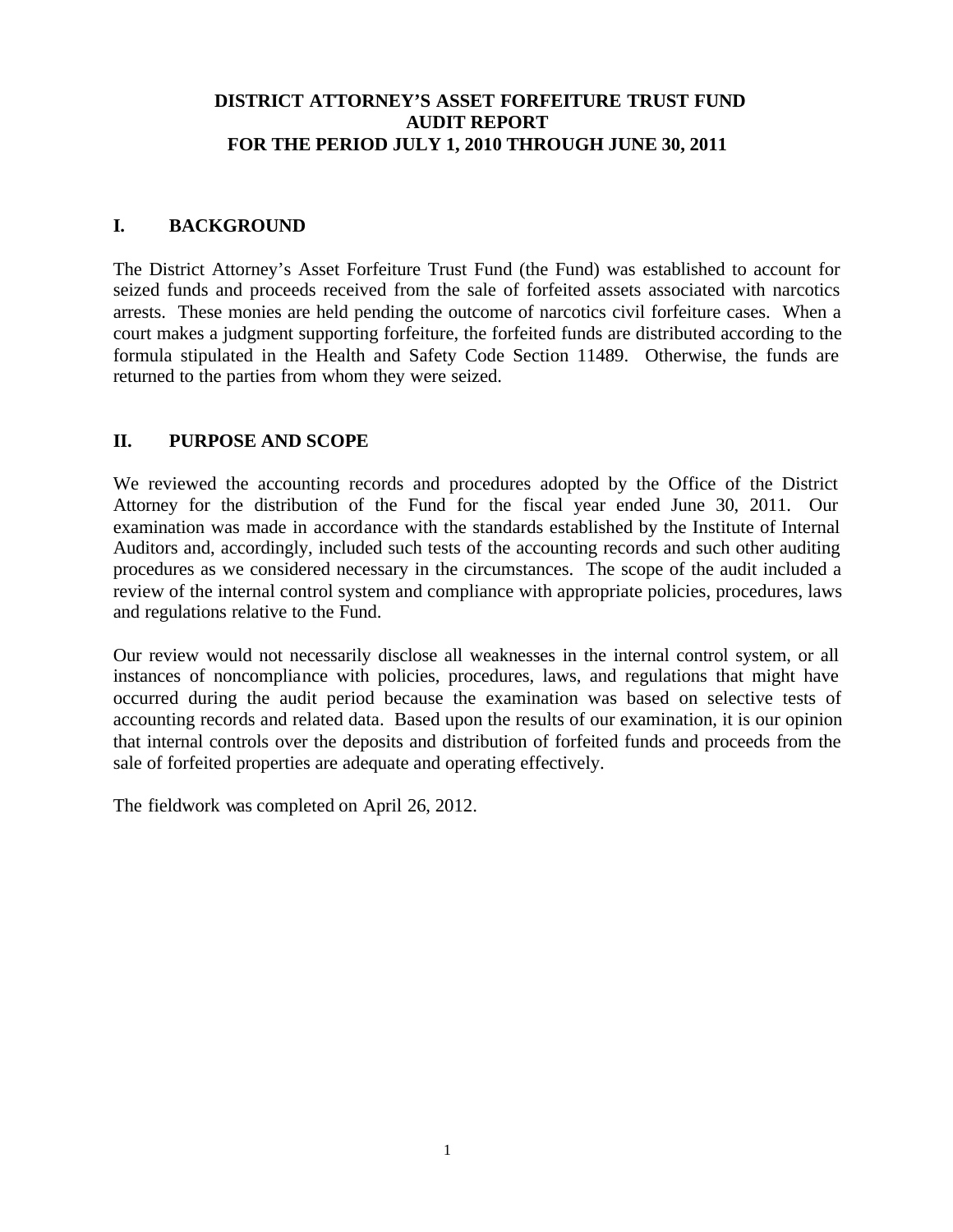# DISTRICT ATTORNEY'S ASSET FORFEITURE TRUST FUND
# AUDIT REPORT
# FOR THE PERIOD JULY 1, 2010 THROUGH JUNE 30, 2011

## I. BACKGROUND

The District Attorney's Asset Forfeiture Trust Fund (the Fund) was established to account for seized funds and proceeds received from the sale of forfeited assets associated with narcotics arrests. These monies are held pending the outcome of narcotics civil forfeiture cases. When a court makes a judgment supporting forfeiture, the forfeited funds are distributed according to the formula stipulated in the Health and Safety Code Section 11489. Otherwise, the funds are returned to the parties from whom they were seized.

## II. PURPOSE AND SCOPE

We reviewed the accounting records and procedures adopted by the Office of the District Attorney for the distribution of the Fund for the fiscal year ended June 30, 2011. Our examination was made in accordance with the standards established by the Institute of Internal Auditors and, accordingly, included such tests of the accounting records and such other auditing procedures as we considered necessary in the circumstances. The scope of the audit included a review of the internal control system and compliance with appropriate policies, procedures, laws and regulations relative to the Fund.

Our review would not necessarily disclose all weaknesses in the internal control system, or all instances of noncompliance with policies, procedures, laws, and regulations that might have occurred during the audit period because the examination was based on selective tests of accounting records and related data. Based upon the results of our examination, it is our opinion that internal controls over the deposits and distribution of forfeited funds and proceeds from the sale of forfeited properties are adequate and operating effectively.

The fieldwork was completed on April 26, 2012.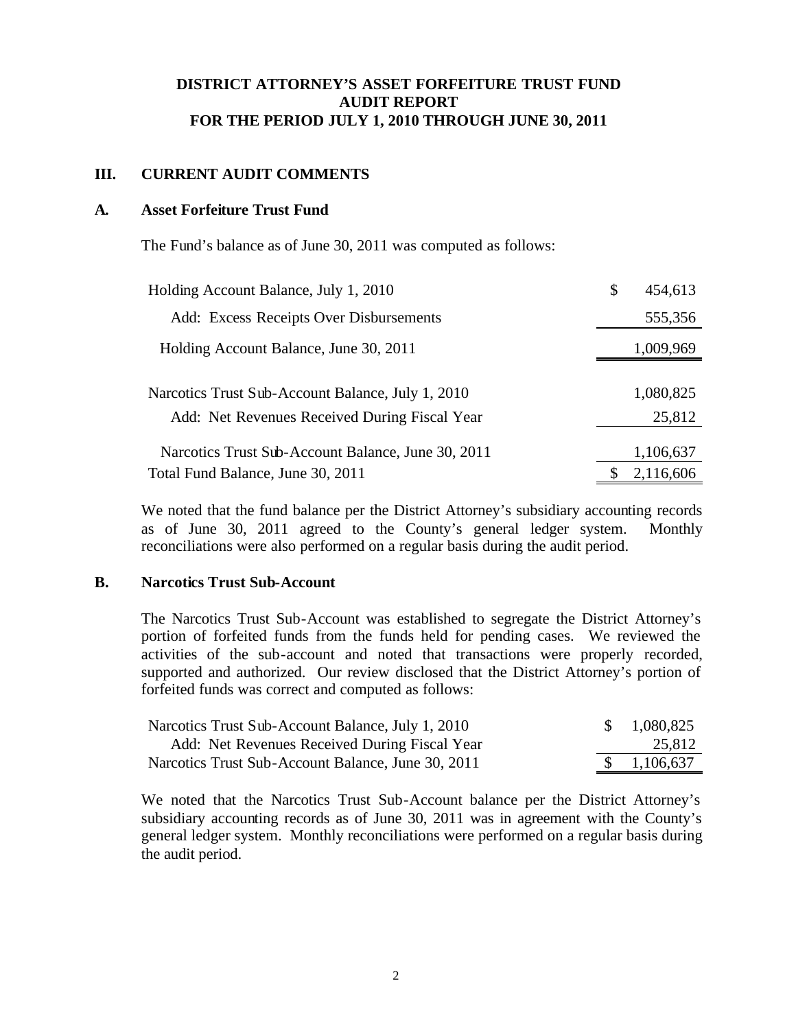**DISTRICT ATTORNEY'S ASSET FORFEITURE TRUST FUND**
**AUDIT REPORT**
**FOR THE PERIOD JULY 1, 2010 THROUGH JUNE 30, 2011**

## III. CURRENT AUDIT COMMENTS

### A. Asset Forfeiture Trust Fund

The Fund's balance as of June 30, 2011 was computed as follows:

| | |
|---|---|
| Holding Account Balance, July 1, 2010 | $ 454,613 |
| Add: Excess Receipts Over Disbursements | 555,356 |
| Holding Account Balance, June 30, 2011 | 1,009,969 |
| | |
| Narcotics Trust Sub-Account Balance, July 1, 2010 | 1,080,825 |
| Add: Net Revenues Received During Fiscal Year | 25,812 |
| Narcotics Trust Sub-Account Balance, June 30, 2011 | 1,106,637 |
| Total Fund Balance, June 30, 2011 | $ 2,116,606 |

We noted that the fund balance per the District Attorney's subsidiary accounting records as of June 30, 2011 agreed to the County's general ledger system. Monthly reconciliations were also performed on a regular basis during the audit period.

### B. Narcotics Trust Sub-Account

The Narcotics Trust Sub-Account was established to segregate the District Attorney's portion of forfeited funds from the funds held for pending cases. We reviewed the activities of the sub-account and noted that transactions were properly recorded, supported and authorized. Our review disclosed that the District Attorney's portion of forfeited funds was correct and computed as follows:

| | |
|---|---|
| Narcotics Trust Sub-Account Balance, July 1, 2010 | $ 1,080,825 |
| Add: Net Revenues Received During Fiscal Year | 25,812 |
| Narcotics Trust Sub-Account Balance, June 30, 2011 | $ 1,106,637 |

We noted that the Narcotics Trust Sub-Account balance per the District Attorney's subsidiary accounting records as of June 30, 2011 was in agreement with the County's general ledger system. Monthly reconciliations were performed on a regular basis during the audit period.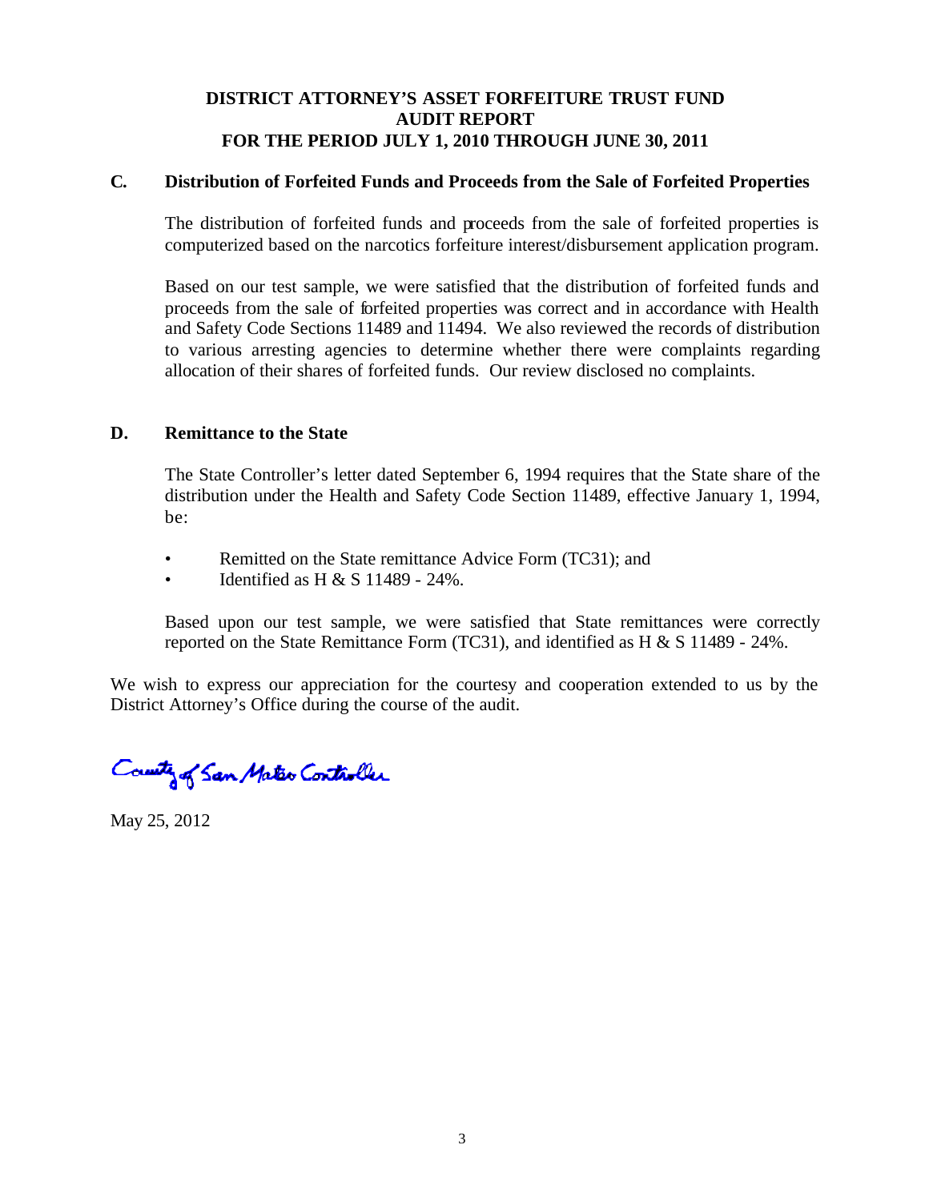**DISTRICT ATTORNEY'S ASSET FORFEITURE TRUST FUND**
**AUDIT REPORT**
**FOR THE PERIOD JULY 1, 2010 THROUGH JUNE 30, 2011**

### C. Distribution of Forfeited Funds and Proceeds from the Sale of Forfeited Properties

The distribution of forfeited funds and proceeds from the sale of forfeited properties is computerized based on the narcotics forfeiture interest/disbursement application program.

Based on our test sample, we were satisfied that the distribution of forfeited funds and proceeds from the sale of forfeited properties was correct and in accordance with Health and Safety Code Sections 11489 and 11494. We also reviewed the records of distribution to various arresting agencies to determine whether there were complaints regarding allocation of their shares of forfeited funds. Our review disclosed no complaints.

### D. Remittance to the State

The State Controller's letter dated September 6, 1994 requires that the State share of the distribution under the Health and Safety Code Section 11489, effective January 1, 1994, be:

- Remitted on the State remittance Advice Form (TC31); and
- Identified as H & S 11489 - 24%.

Based upon our test sample, we were satisfied that State remittances were correctly reported on the State Remittance Form (TC31), and identified as H & S 11489 - 24%.

We wish to express our appreciation for the courtesy and cooperation extended to us by the District Attorney's Office during the course of the audit.

County of San Mateo Controller

May 25, 2012